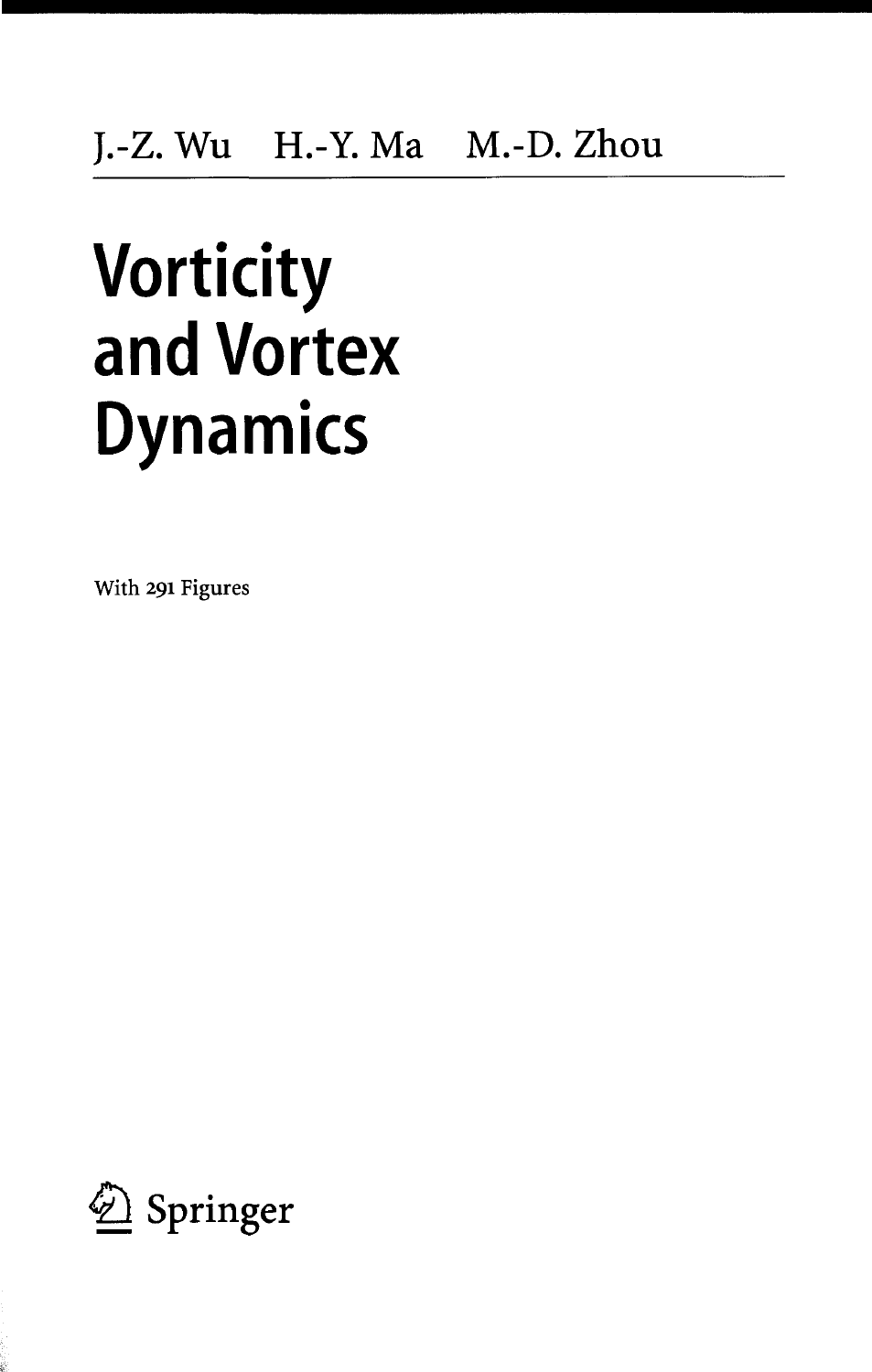J.-Z. Wu H.-Y. Ma M.-D. Zhou

# Vorticity and Vortex Dynamics

With 291 Figures

Springer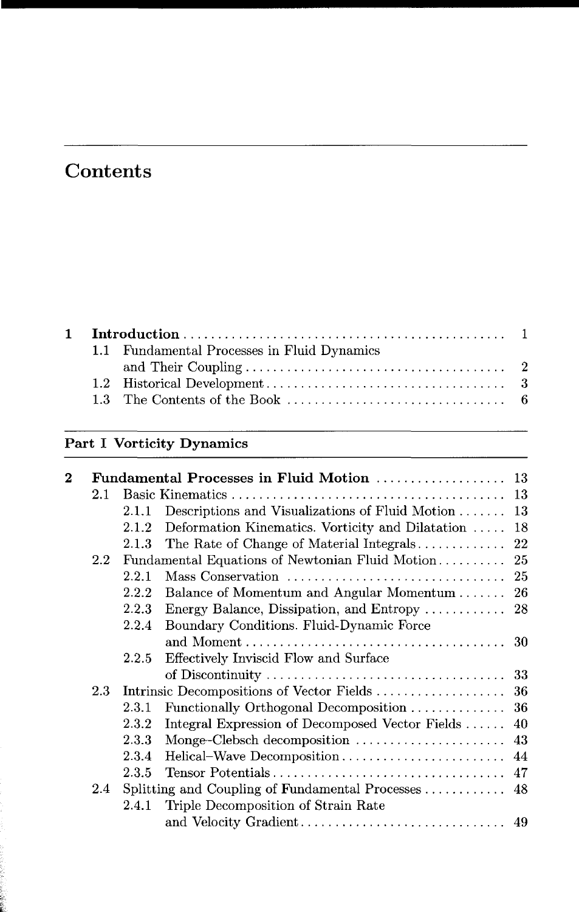# Contents

| | | | |
|---|---|---|---|
| **1** | **Introduction** | | **1** |
| | 1.1 | Fundamental Processes in Fluid Dynamics and Their Coupling | 2 |
| | 1.2 | Historical Development | 3 |
| | 1.3 | The Contents of the Book | 6 |

## Part I Vorticity Dynamics

| | | | | |
|---|---|---|---|---|
| **2** | **Fundamental Processes in Fluid Motion** | | | **13** |
| | 2.1 | Basic Kinematics | | 13 |
| | | 2.1.1 | Descriptions and Visualizations of Fluid Motion | 13 |
| | | 2.1.2 | Deformation Kinematics. Vorticity and Dilatation | 18 |
| | | 2.1.3 | The Rate of Change of Material Integrals | 22 |
| | 2.2 | Fundamental Equations of Newtonian Fluid Motion | | 25 |
| | | 2.2.1 | Mass Conservation | 25 |
| | | 2.2.2 | Balance of Momentum and Angular Momentum | 26 |
| | | 2.2.3 | Energy Balance, Dissipation, and Entropy | 28 |
| | | 2.2.4 | Boundary Conditions. Fluid-Dynamic Force and Moment | 30 |
| | | 2.2.5 | Effectively Inviscid Flow and Surface of Discontinuity | 33 |
| | 2.3 | Intrinsic Decompositions of Vector Fields | | 36 |
| | | 2.3.1 | Functionally Orthogonal Decomposition | 36 |
| | | 2.3.2 | Integral Expression of Decomposed Vector Fields | 40 |
| | | 2.3.3 | Monge-Clebsch decomposition | 43 |
| | | 2.3.4 | Helical–Wave Decomposition | 44 |
| | | 2.3.5 | Tensor Potentials | 47 |
| | 2.4 | Splitting and Coupling of Fundamental Processes | | 48 |
| | | 2.4.1 | Triple Decomposition of Strain Rate and Velocity Gradient | 49 |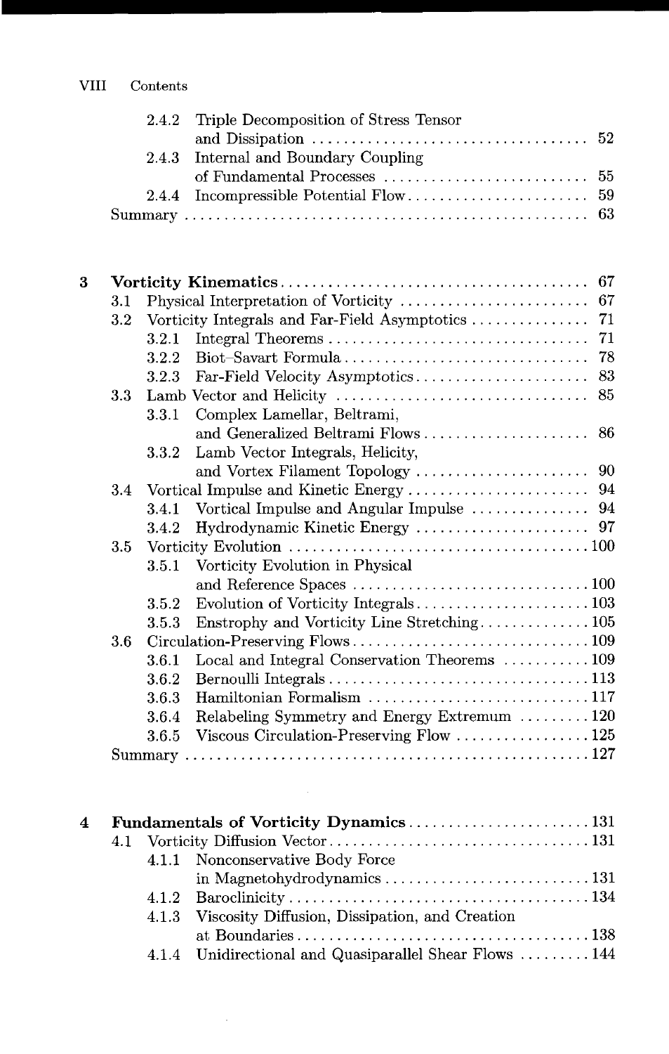2.4.2 Triple Decomposition of Stress Tensor and Dissipation ... 52
2.4.3 Internal and Boundary Coupling of Fundamental Processes ... 55
2.4.4 Incompressible Potential Flow ... 59
Summary ... 63

**3 Vorticity Kinematics** ... 67
3.1 Physical Interpretation of Vorticity ... 67
3.2 Vorticity Integrals and Far-Field Asymptotics ... 71
3.2.1 Integral Theorems ... 71
3.2.2 Biot–Savart Formula ... 78
3.2.3 Far-Field Velocity Asymptotics ... 83
3.3 Lamb Vector and Helicity ... 85
3.3.1 Complex Lamellar, Beltrami, and Generalized Beltrami Flows ... 86
3.3.2 Lamb Vector Integrals, Helicity, and Vortex Filament Topology ... 90
3.4 Vortical Impulse and Kinetic Energy ... 94
3.4.1 Vortical Impulse and Angular Impulse ... 94
3.4.2 Hydrodynamic Kinetic Energy ... 97
3.5 Vorticity Evolution ... 100
3.5.1 Vorticity Evolution in Physical and Reference Spaces ... 100
3.5.2 Evolution of Vorticity Integrals ... 103
3.5.3 Enstrophy and Vorticity Line Stretching ... 105
3.6 Circulation-Preserving Flows ... 109
3.6.1 Local and Integral Conservation Theorems ... 109
3.6.2 Bernoulli Integrals ... 113
3.6.3 Hamiltonian Formalism ... 117
3.6.4 Relabeling Symmetry and Energy Extremum ... 120
3.6.5 Viscous Circulation-Preserving Flow ... 125
Summary ... 127

**4 Fundamentals of Vorticity Dynamics** ... 131
4.1 Vorticity Diffusion Vector ... 131
4.1.1 Nonconservative Body Force in Magnetohydrodynamics ... 131
4.1.2 Baroclinicity ... 134
4.1.3 Viscosity Diffusion, Dissipation, and Creation at Boundaries ... 138
4.1.4 Unidirectional and Quasiparallel Shear Flows ... 144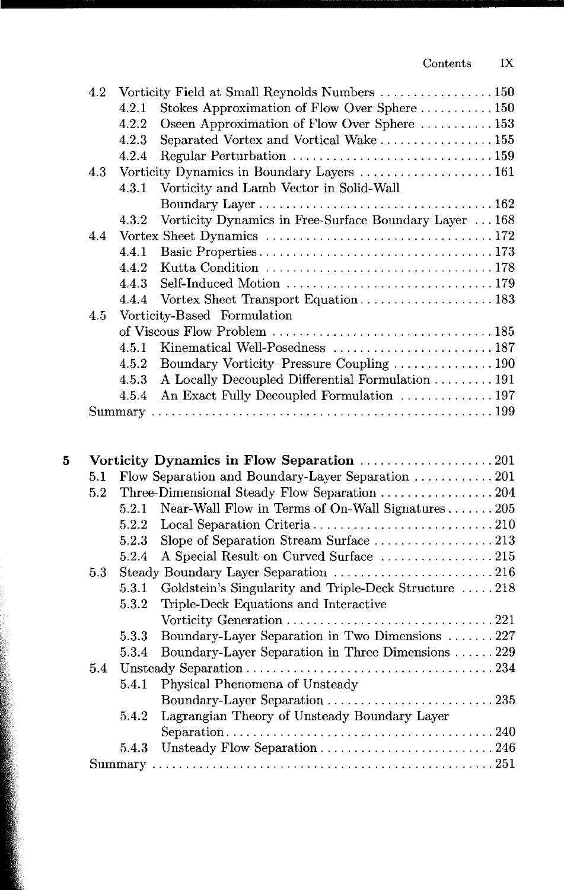- 4.2 Vorticity Field at Small Reynolds Numbers . . . . . . . . . . . . . . . . . 150
  - 4.2.1 Stokes Approximation of Flow Over Sphere . . . . . . . . . . . 150
  - 4.2.2 Oseen Approximation of Flow Over Sphere . . . . . . . . . . . 153
  - 4.2.3 Separated Vortex and Vortical Wake . . . . . . . . . . . . . . . . . 155
  - 4.2.4 Regular Perturbation . . . . . . . . . . . . . . . . . . . . . . . . . . . . . . 159
- 4.3 Vorticity Dynamics in Boundary Layers . . . . . . . . . . . . . . . . . . . . 161
  - 4.3.1 Vorticity and Lamb Vector in Solid-Wall Boundary Layer . . . . . . . . . . . . . . . . . . . . . . . . . . . . . . . . . . . 162
  - 4.3.2 Vorticity Dynamics in Free-Surface Boundary Layer . . . 168
- 4.4 Vortex Sheet Dynamics . . . . . . . . . . . . . . . . . . . . . . . . . . . . . . . . . . 172
  - 4.4.1 Basic Properties . . . . . . . . . . . . . . . . . . . . . . . . . . . . . . . . . . . 173
  - 4.4.2 Kutta Condition . . . . . . . . . . . . . . . . . . . . . . . . . . . . . . . . . . 178
  - 4.4.3 Self-Induced Motion . . . . . . . . . . . . . . . . . . . . . . . . . . . . . . . 179
  - 4.4.4 Vortex Sheet Transport Equation . . . . . . . . . . . . . . . . . . . . 183
- 4.5 Vorticity-Based Formulation of Viscous Flow Problem . . . . . . . . . . . . . . . . . . . . . . . . . . . . . . . . . 185
  - 4.5.1 Kinematical Well-Posedness . . . . . . . . . . . . . . . . . . . . . . . . 187
  - 4.5.2 Boundary Vorticity–Pressure Coupling . . . . . . . . . . . . . . . 190
  - 4.5.3 A Locally Decoupled Differential Formulation . . . . . . . . . 191
  - 4.5.4 An Exact Fully Decoupled Formulation . . . . . . . . . . . . . . 197
- Summary . . . . . . . . . . . . . . . . . . . . . . . . . . . . . . . . . . . . . . . . . . . . . . . . . . 199

**5 Vorticity Dynamics in Flow Separation** . . . . . . . . . . . . . . . . . . . . 201
- 5.1 Flow Separation and Boundary-Layer Separation . . . . . . . . . . . . 201
- 5.2 Three-Dimensional Steady Flow Separation . . . . . . . . . . . . . . . . . 204
  - 5.2.1 Near-Wall Flow in Terms of On-Wall Signatures . . . . . . . 205
  - 5.2.2 Local Separation Criteria . . . . . . . . . . . . . . . . . . . . . . . . . . . 210
  - 5.2.3 Slope of Separation Stream Surface . . . . . . . . . . . . . . . . . . 213
  - 5.2.4 A Special Result on Curved Surface . . . . . . . . . . . . . . . . . 215
- 5.3 Steady Boundary Layer Separation . . . . . . . . . . . . . . . . . . . . . . . . 216
  - 5.3.1 Goldstein's Singularity and Triple-Deck Structure . . . . . 218
  - 5.3.2 Triple-Deck Equations and Interactive Vorticity Generation . . . . . . . . . . . . . . . . . . . . . . . . . . . . . . . 221
  - 5.3.3 Boundary-Layer Separation in Two Dimensions . . . . . . . 227
  - 5.3.4 Boundary-Layer Separation in Three Dimensions . . . . . . 229
- 5.4 Unsteady Separation . . . . . . . . . . . . . . . . . . . . . . . . . . . . . . . . . . . . 234
  - 5.4.1 Physical Phenomena of Unsteady Boundary-Layer Separation . . . . . . . . . . . . . . . . . . . . . . . . . 235
  - 5.4.2 Lagrangian Theory of Unsteady Boundary Layer Separation . . . . . . . . . . . . . . . . . . . . . . . . . . . . . . . . . . . . . . . . 240
  - 5.4.3 Unsteady Flow Separation . . . . . . . . . . . . . . . . . . . . . . . . . . 246
- Summary . . . . . . . . . . . . . . . . . . . . . . . . . . . . . . . . . . . . . . . . . . . . . . . . . . 251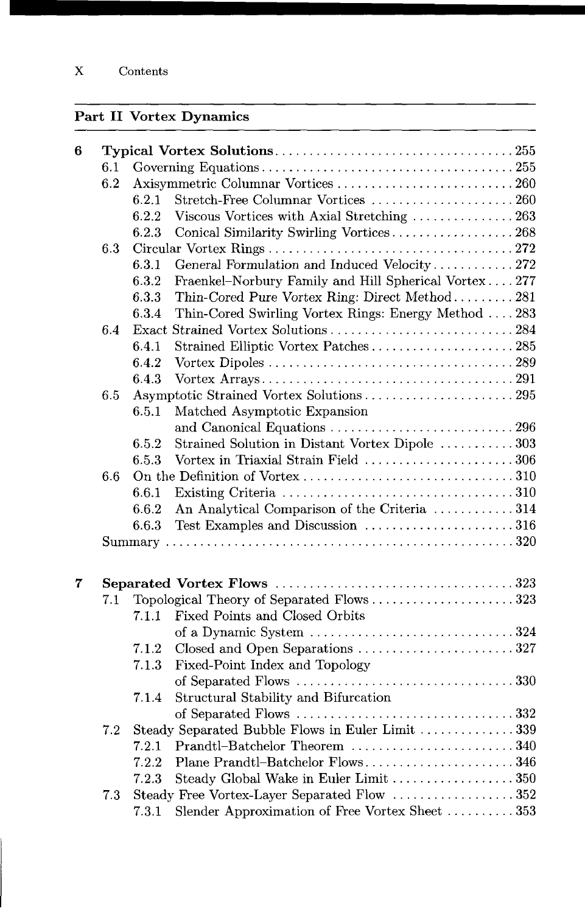## Part II Vortex Dynamics

**6 Typical Vortex Solutions** . . . . . . . . . . 255
- 6.1 Governing Equations . . . . . . . . . . 255
- 6.2 Axisymmetric Columnar Vortices . . . . . . . . . . 260
  - 6.2.1 Stretch-Free Columnar Vortices . . . . . . . . . . 260
  - 6.2.2 Viscous Vortices with Axial Stretching . . . . . . . . . . 263
  - 6.2.3 Conical Similarity Swirling Vortices . . . . . . . . . . 268
- 6.3 Circular Vortex Rings . . . . . . . . . . 272
  - 6.3.1 General Formulation and Induced Velocity . . . . . . . . . . 272
  - 6.3.2 Fraenkel–Norbury Family and Hill Spherical Vortex . . . . 277
  - 6.3.3 Thin-Cored Pure Vortex Ring: Direct Method . . . . . . . . . . 281
  - 6.3.4 Thin-Cored Swirling Vortex Rings: Energy Method . . . . 283
- 6.4 Exact Strained Vortex Solutions . . . . . . . . . . 284
  - 6.4.1 Strained Elliptic Vortex Patches . . . . . . . . . . 285
  - 6.4.2 Vortex Dipoles . . . . . . . . . . 289
  - 6.4.3 Vortex Arrays . . . . . . . . . . 291
- 6.5 Asymptotic Strained Vortex Solutions . . . . . . . . . . 295
  - 6.5.1 Matched Asymptotic Expansion and Canonical Equations . . . . . . . . . . 296
  - 6.5.2 Strained Solution in Distant Vortex Dipole . . . . . . . . . . 303
  - 6.5.3 Vortex in Triaxial Strain Field . . . . . . . . . . 306
- 6.6 On the Definition of Vortex . . . . . . . . . . 310
  - 6.6.1 Existing Criteria . . . . . . . . . . 310
  - 6.6.2 An Analytical Comparison of the Criteria . . . . . . . . . . 314
  - 6.6.3 Test Examples and Discussion . . . . . . . . . . 316
- Summary . . . . . . . . . . 320

**7 Separated Vortex Flows** . . . . . . . . . . 323
- 7.1 Topological Theory of Separated Flows . . . . . . . . . . 323
  - 7.1.1 Fixed Points and Closed Orbits of a Dynamic System . . . . . . . . . . 324
  - 7.1.2 Closed and Open Separations . . . . . . . . . . 327
  - 7.1.3 Fixed-Point Index and Topology of Separated Flows . . . . . . . . . . 330
  - 7.1.4 Structural Stability and Bifurcation of Separated Flows . . . . . . . . . . 332
- 7.2 Steady Separated Bubble Flows in Euler Limit . . . . . . . . . . 339
  - 7.2.1 Prandtl–Batchelor Theorem . . . . . . . . . . 340
  - 7.2.2 Plane Prandtl–Batchelor Flows . . . . . . . . . . 346
  - 7.2.3 Steady Global Wake in Euler Limit . . . . . . . . . . 350
- 7.3 Steady Free Vortex-Layer Separated Flow . . . . . . . . . . 352
  - 7.3.1 Slender Approximation of Free Vortex Sheet . . . . . . . . . . 353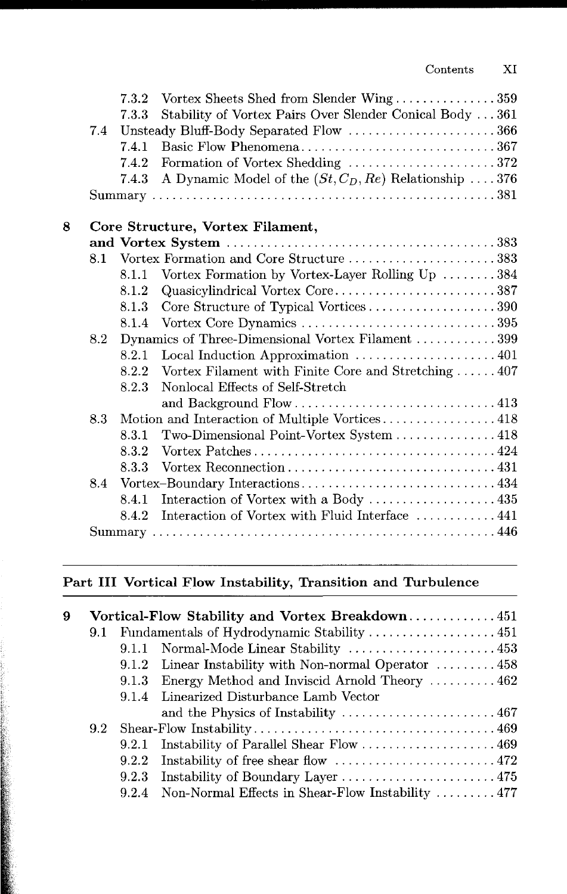7.3.2 Vortex Sheets Shed from Slender Wing . . . . . . . . . . . . . . . 359
7.3.3 Stability of Vortex Pairs Over Slender Conical Body . . . 361
7.4 Unsteady Bluff-Body Separated Flow . . . . . . . . . . . . . . . . . . . . . . 366
7.4.1 Basic Flow Phenomena . . . . . . . . . . . . . . . . . . . . . . . . . . . . 367
7.4.2 Formation of Vortex Shedding . . . . . . . . . . . . . . . . . . . . . . 372
7.4.3 A Dynamic Model of the $(St, C_D, Re)$ Relationship . . . . 376
Summary . . . . . . . . . . . . . . . . . . . . . . . . . . . . . . . . . . . . . . . . . . . . . . . . . 381

**8 Core Structure, Vortex Filament, and Vortex System** . . . . . . . . . . . . . . . . . . . . . . . . . . . . . . . . . . . . . . . 383
8.1 Vortex Formation and Core Structure . . . . . . . . . . . . . . . . . . . . . . 383
8.1.1 Vortex Formation by Vortex-Layer Rolling Up . . . . . . . . 384
8.1.2 Quasicylindrical Vortex Core . . . . . . . . . . . . . . . . . . . . . . . . 387
8.1.3 Core Structure of Typical Vortices . . . . . . . . . . . . . . . . . . . 390
8.1.4 Vortex Core Dynamics . . . . . . . . . . . . . . . . . . . . . . . . . . . . . 395
8.2 Dynamics of Three-Dimensional Vortex Filament . . . . . . . . . . . . 399
8.2.1 Local Induction Approximation . . . . . . . . . . . . . . . . . . . . . 401
8.2.2 Vortex Filament with Finite Core and Stretching . . . . . . 407
8.2.3 Nonlocal Effects of Self-Stretch and Background Flow . . . . . . . . . . . . . . . . . . . . . . . . . . . . . 413
8.3 Motion and Interaction of Multiple Vortices . . . . . . . . . . . . . . . . . 418
8.3.1 Two-Dimensional Point-Vortex System . . . . . . . . . . . . . . . 418
8.3.2 Vortex Patches . . . . . . . . . . . . . . . . . . . . . . . . . . . . . . . . . . . . 424
8.3.3 Vortex Reconnection . . . . . . . . . . . . . . . . . . . . . . . . . . . . . . . 431
8.4 Vortex–Boundary Interactions . . . . . . . . . . . . . . . . . . . . . . . . . . . . . 434
8.4.1 Interaction of Vortex with a Body . . . . . . . . . . . . . . . . . . . 435
8.4.2 Interaction of Vortex with Fluid Interface . . . . . . . . . . . . 441
Summary . . . . . . . . . . . . . . . . . . . . . . . . . . . . . . . . . . . . . . . . . . . . . . . . . 446

## Part III Vortical Flow Instability, Transition and Turbulence

**9 Vortical-Flow Stability and Vortex Breakdown** . . . . . . . . . . . . . 451
9.1 Fundamentals of Hydrodynamic Stability . . . . . . . . . . . . . . . . . . . 451
9.1.1 Normal-Mode Linear Stability . . . . . . . . . . . . . . . . . . . . . . 453
9.1.2 Linear Instability with Non-normal Operator . . . . . . . . . 458
9.1.3 Energy Method and Inviscid Arnold Theory . . . . . . . . . . 462
9.1.4 Linearized Disturbance Lamb Vector and the Physics of Instability . . . . . . . . . . . . . . . . . . . . . . . 467
9.2 Shear-Flow Instability . . . . . . . . . . . . . . . . . . . . . . . . . . . . . . . . . . . 469
9.2.1 Instability of Parallel Shear Flow . . . . . . . . . . . . . . . . . . . . 469
9.2.2 Instability of free shear flow . . . . . . . . . . . . . . . . . . . . . . . . 472
9.2.3 Instability of Boundary Layer . . . . . . . . . . . . . . . . . . . . . . . 475
9.2.4 Non-Normal Effects in Shear-Flow Instability . . . . . . . . . 477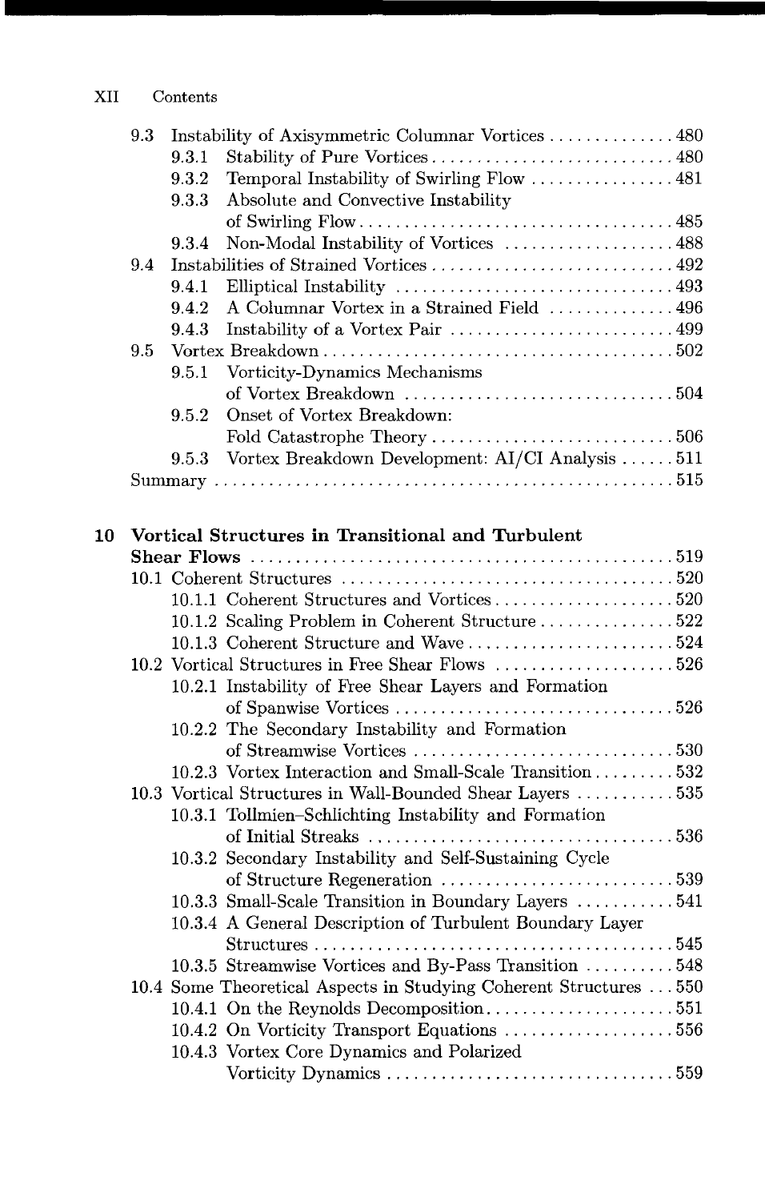9.3 Instability of Axisymmetric Columnar Vortices . . . . . . . . . . . . . 480
  9.3.1 Stability of Pure Vortices . . . . . . . . . . . . . . . . . . . . . . . . . . 480
  9.3.2 Temporal Instability of Swirling Flow . . . . . . . . . . . . . . . 481
  9.3.3 Absolute and Convective Instability of Swirling Flow . . . . . . . . . . . . . . . . . . . . . . . . . . . . . . . . . . 485
  9.3.4 Non-Modal Instability of Vortices . . . . . . . . . . . . . . . . . . 488
9.4 Instabilities of Strained Vortices . . . . . . . . . . . . . . . . . . . . . . . . . . 492
  9.4.1 Elliptical Instability . . . . . . . . . . . . . . . . . . . . . . . . . . . . . 493
  9.4.2 A Columnar Vortex in a Strained Field . . . . . . . . . . . . . 496
  9.4.3 Instability of a Vortex Pair . . . . . . . . . . . . . . . . . . . . . . . . 499
9.5 Vortex Breakdown . . . . . . . . . . . . . . . . . . . . . . . . . . . . . . . . . . . . . 502
  9.5.1 Vorticity-Dynamics Mechanisms of Vortex Breakdown . . . . . . . . . . . . . . . . . . . . . . . . . . . . 504
  9.5.2 Onset of Vortex Breakdown: Fold Catastrophe Theory . . . . . . . . . . . . . . . . . . . . . . . . . 506
  9.5.3 Vortex Breakdown Development: AI/CI Analysis . . . . . . 511
Summary . . . . . . . . . . . . . . . . . . . . . . . . . . . . . . . . . . . . . . . . . . . . . . 515

**10 Vortical Structures in Transitional and Turbulent Shear Flows** . . . . . . . . . . . . . . . . . . . . . . . . . . . . . . . . . . . . . . . . . . . . . . 519
10.1 Coherent Structures . . . . . . . . . . . . . . . . . . . . . . . . . . . . . . . . . . 520
  10.1.1 Coherent Structures and Vortices . . . . . . . . . . . . . . . . . . . 520
  10.1.2 Scaling Problem in Coherent Structure . . . . . . . . . . . . . . 522
  10.1.3 Coherent Structure and Wave . . . . . . . . . . . . . . . . . . . . . . 524
10.2 Vortical Structures in Free Shear Flows . . . . . . . . . . . . . . . . . . . 526
  10.2.1 Instability of Free Shear Layers and Formation of Spanwise Vortices . . . . . . . . . . . . . . . . . . . . . . . . . . . . . . 526
  10.2.2 The Secondary Instability and Formation of Streamwise Vortices . . . . . . . . . . . . . . . . . . . . . . . . . . . . 530
  10.2.3 Vortex Interaction and Small-Scale Transition . . . . . . . . . 532
10.3 Vortical Structures in Wall-Bounded Shear Layers . . . . . . . . . . 535
  10.3.1 Tollmien–Schlichting Instability and Formation of Initial Streaks . . . . . . . . . . . . . . . . . . . . . . . . . . . . . . . . 536
  10.3.2 Secondary Instability and Self-Sustaining Cycle of Structure Regeneration . . . . . . . . . . . . . . . . . . . . . . . . . 539
  10.3.3 Small-Scale Transition in Boundary Layers . . . . . . . . . . 541
  10.3.4 A General Description of Turbulent Boundary Layer Structures . . . . . . . . . . . . . . . . . . . . . . . . . . . . . . . . . . . . . . . 545
  10.3.5 Streamwise Vortices and By-Pass Transition . . . . . . . . . . 548
10.4 Some Theoretical Aspects in Studying Coherent Structures . . . 550
  10.4.1 On the Reynolds Decomposition . . . . . . . . . . . . . . . . . . . . 551
  10.4.2 On Vorticity Transport Equations . . . . . . . . . . . . . . . . . . . 556
  10.4.3 Vortex Core Dynamics and Polarized Vorticity Dynamics . . . . . . . . . . . . . . . . . . . . . . . . . . . . . . . 559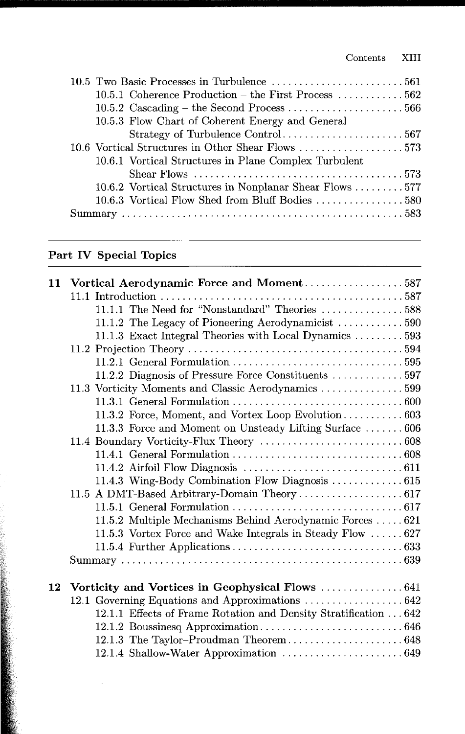10.5 Two Basic Processes in Turbulence ........................ 561
  10.5.1 Coherence Production – the First Process ............ 562
  10.5.2 Cascading – the Second Process ..................... 566
  10.5.3 Flow Chart of Coherent Energy and General Strategy of Turbulence Control ....................... 567
10.6 Vortical Structures in Other Shear Flows ................... 573
  10.6.1 Vortical Structures in Plane Complex Turbulent Shear Flows ...................................... 573
  10.6.2 Vortical Structures in Nonplanar Shear Flows ......... 577
  10.6.3 Vortical Flow Shed from Bluff Bodies ................ 580
Summary ................................................... 583

## Part IV Special Topics

**11 Vortical Aerodynamic Force and Moment** .................. 587

11.1 Introduction ............................................ 587
  11.1.1 The Need for "Nonstandard" Theories ............... 588
  11.1.2 The Legacy of Pioneering Aerodynamicist ............ 590
  11.1.3 Exact Integral Theories with Local Dynamics ......... 593
11.2 Projection Theory ....................................... 594
  11.2.1 General Formulation ............................... 595
  11.2.2 Diagnosis of Pressure Force Constituents ............. 597
11.3 Vorticity Moments and Classic Aerodynamics ............... 599
  11.3.1 General Formulation ............................... 600
  11.3.2 Force, Moment, and Vortex Loop Evolution ........... 603
  11.3.3 Force and Moment on Unsteady Lifting Surface ....... 606
11.4 Boundary Vorticity-Flux Theory .......................... 608
  11.4.1 General Formulation ............................... 608
  11.4.2 Airfoil Flow Diagnosis ............................. 611
  11.4.3 Wing-Body Combination Flow Diagnosis ............. 615
11.5 A DMT-Based Arbitrary-Domain Theory ................... 617
  11.5.1 General Formulation ............................... 617
  11.5.2 Multiple Mechanisms Behind Aerodynamic Forces ..... 621
  11.5.3 Vortex Force and Wake Integrals in Steady Flow ...... 627
  11.5.4 Further Applications ............................... 633
Summary ................................................... 639

**12 Vorticity and Vortices in Geophysical Flows** ............... 641

12.1 Governing Equations and Approximations .................. 642
  12.1.1 Effects of Frame Rotation and Density Stratification ... 642
  12.1.2 Boussinesq Approximation .......................... 646
  12.1.3 The Taylor–Proudman Theorem ..................... 648
  12.1.4 Shallow-Water Approximation ...................... 649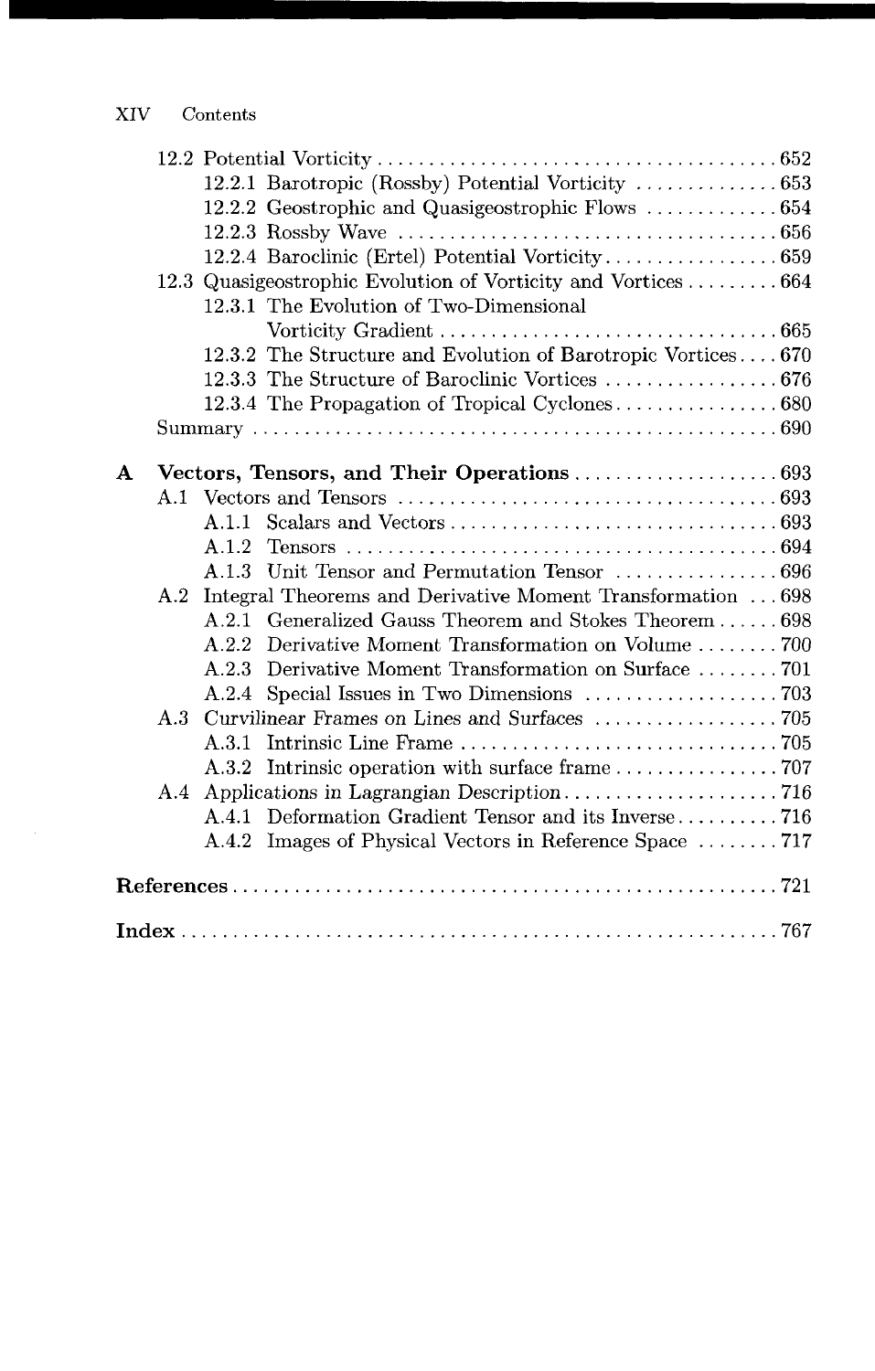12.2 Potential Vorticity ........................................ 652
  12.2.1 Barotropic (Rossby) Potential Vorticity .............. 653
  12.2.2 Geostrophic and Quasigeostrophic Flows ............. 654
  12.2.3 Rossby Wave ...................................... 656
  12.2.4 Baroclinic (Ertel) Potential Vorticity.................. 659
12.3 Quasigeostrophic Evolution of Vorticity and Vortices ......... 664
  12.3.1 The Evolution of Two-Dimensional Vorticity Gradient .................................. 665
  12.3.2 The Structure and Evolution of Barotropic Vortices.... 670
  12.3.3 The Structure of Baroclinic Vortices ................. 676
  12.3.4 The Propagation of Tropical Cyclones................ 680
Summary ................................................... 690

**A Vectors, Tensors, and Their Operations** .................... 693
A.1 Vectors and Tensors ..................................... 693
  A.1.1 Scalars and Vectors ................................. 693
  A.1.2 Tensors ........................................... 694
  A.1.3 Unit Tensor and Permutation Tensor ................ 696
A.2 Integral Theorems and Derivative Moment Transformation ... 698
  A.2.1 Generalized Gauss Theorem and Stokes Theorem ...... 698
  A.2.2 Derivative Moment Transformation on Volume ........ 700
  A.2.3 Derivative Moment Transformation on Surface ........ 701
  A.2.4 Special Issues in Two Dimensions ................... 703
A.3 Curvilinear Frames on Lines and Surfaces .................. 705
  A.3.1 Intrinsic Line Frame ................................ 705
  A.3.2 Intrinsic operation with surface frame ................ 707
A.4 Applications in Lagrangian Description...................... 716
  A.4.1 Deformation Gradient Tensor and its Inverse.......... 716
  A.4.2 Images of Physical Vectors in Reference Space ........ 717

**References** ..................................................... 721

**Index** .......................................................... 767